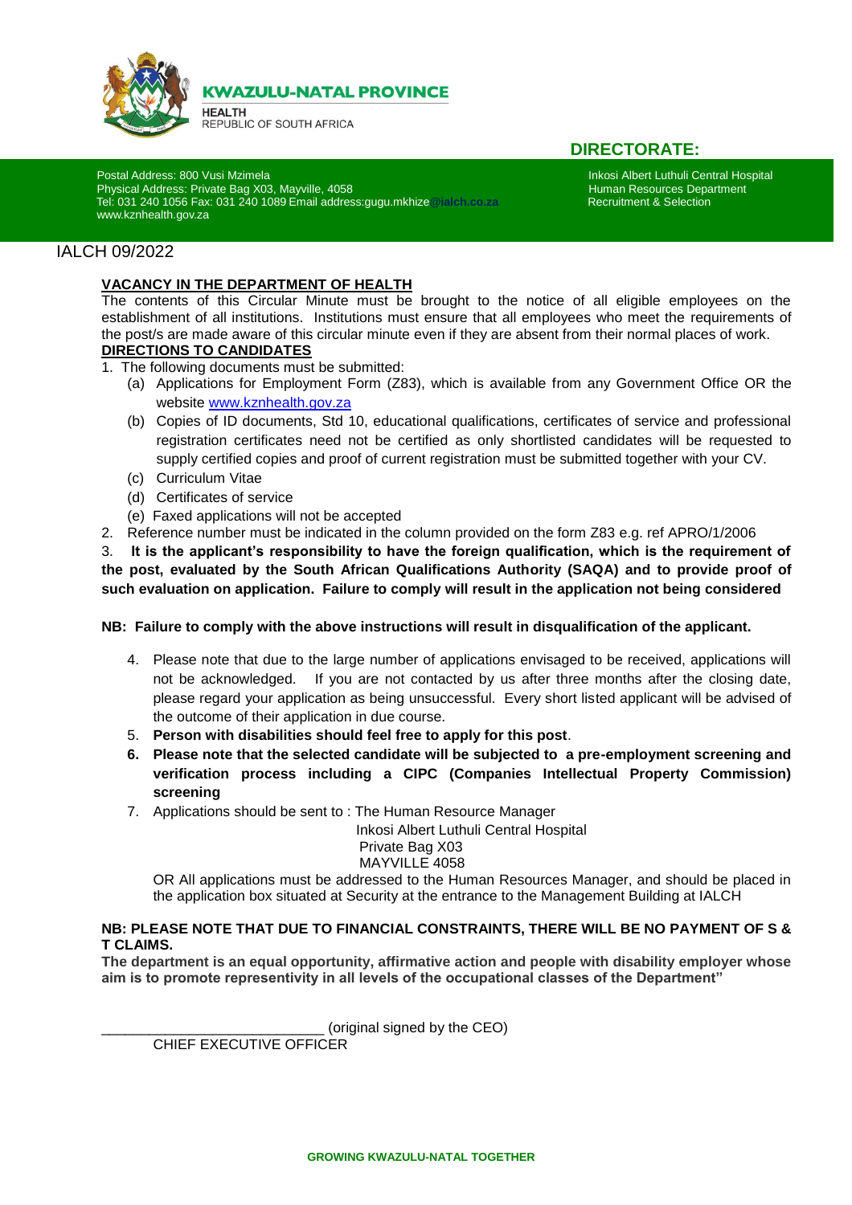**KWAZULU-NATAL PROVINCE**

HEALTH
REPUBLIC OF SOUTH AFRICA

**DIRECTORATE:**

Postal Address: 800 Vusi Mzimela
Physical Address: Private Bag X03, Mayville, 4058
Tel: 031 240 1056 Fax: 031 240 1089 Email address:gugu.mkhize@ialch.co.za
www.kznhealth.gov.za

Inkosi Albert Luthuli Central Hospital
Human Resources Department
Recruitment & Selection

IALCH 09/2022

**VACANCY IN THE DEPARTMENT OF HEALTH**

The contents of this Circular Minute must be brought to the notice of all eligible employees on the establishment of all institutions. Institutions must ensure that all employees who meet the requirements of the post/s are made aware of this circular minute even if they are absent from their normal places of work.

**DIRECTIONS TO CANDIDATES**

1. The following documents must be submitted:
   - (a) Applications for Employment Form (Z83), which is available from any Government Office OR the website www.kznhealth.gov.za
   - (b) Copies of ID documents, Std 10, educational qualifications, certificates of service and professional registration certificates need not be certified as only shortlisted candidates will be requested to supply certified copies and proof of current registration must be submitted together with your CV.
   - (c) Curriculum Vitae
   - (d) Certificates of service
   - (e) Faxed applications will not be accepted
2. Reference number must be indicated in the column provided on the form Z83 e.g. ref APRO/1/2006
3. **It is the applicant's responsibility to have the foreign qualification, which is the requirement of the post, evaluated by the South African Qualifications Authority (SAQA) and to provide proof of such evaluation on application. Failure to comply will result in the application not being considered**

**NB: Failure to comply with the above instructions will result in disqualification of the applicant.**

4. Please note that due to the large number of applications envisaged to be received, applications will not be acknowledged. If you are not contacted by us after three months after the closing date, please regard your application as being unsuccessful. Every short listed applicant will be advised of the outcome of their application in due course.
5. **Person with disabilities should feel free to apply for this post**.
6. **Please note that the selected candidate will be subjected to a pre-employment screening and verification process including a CIPC (Companies Intellectual Property Commission) screening**
7. Applications should be sent to : The Human Resource Manager
   Inkosi Albert Luthuli Central Hospital
   Private Bag X03
   MAYVILLE 4058

   OR All applications must be addressed to the Human Resources Manager, and should be placed in the application box situated at Security at the entrance to the Management Building at IALCH

**NB: PLEASE NOTE THAT DUE TO FINANCIAL CONSTRAINTS, THERE WILL BE NO PAYMENT OF S & T CLAIMS.**

**The department is an equal opportunity, affirmative action and people with disability employer whose aim is to promote representivity in all levels of the occupational classes of the Department"**

____________________________ (original signed by the CEO)
CHIEF EXECUTIVE OFFICER

**GROWING KWAZULU-NATAL TOGETHER**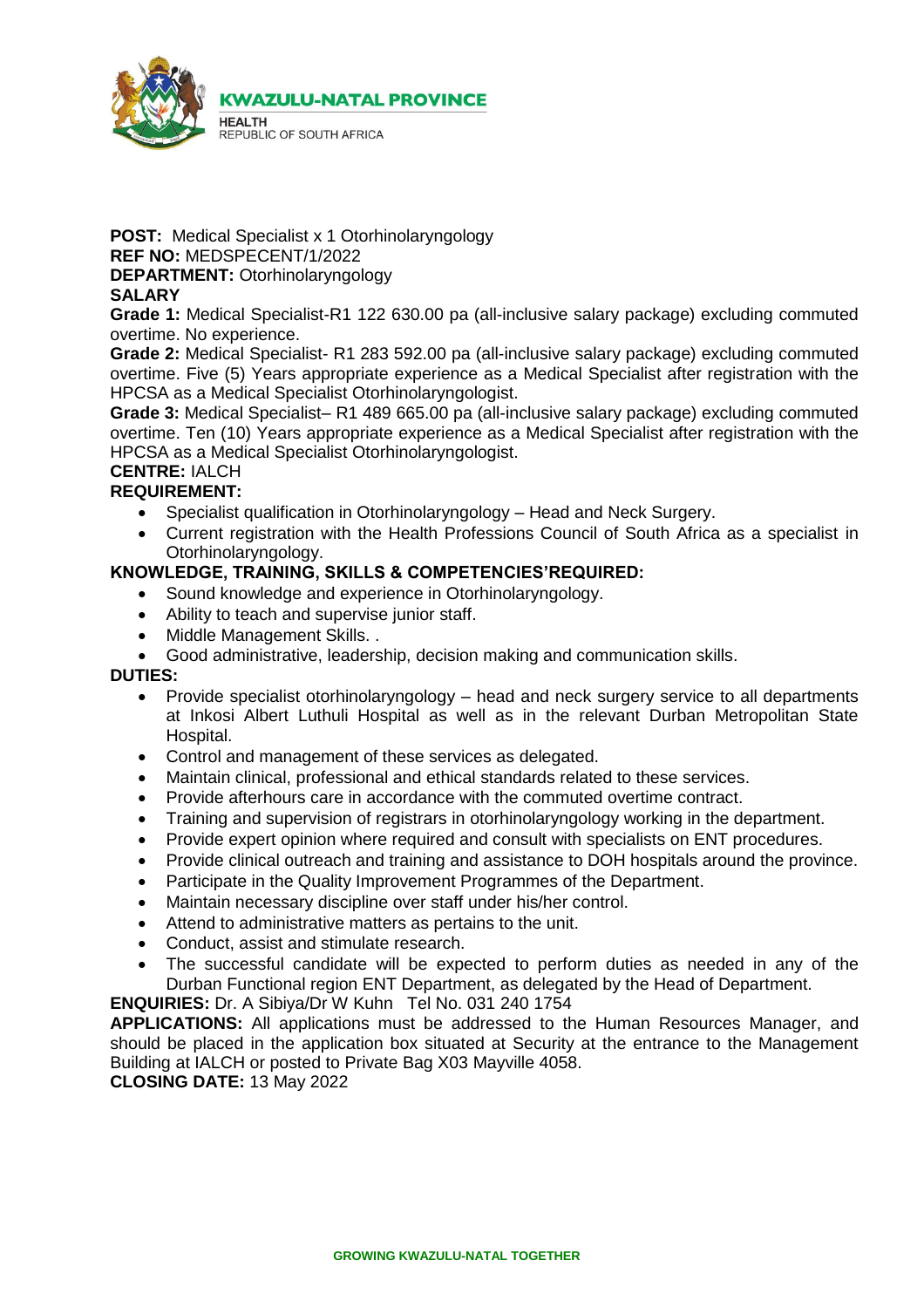**KWAZULU-NATAL PROVINCE**

**HEALTH**
REPUBLIC OF SOUTH AFRICA

**POST:** Medical Specialist x 1 Otorhinolaryngology
**REF NO:** MEDSPECENT/1/2022
**DEPARTMENT:** Otorhinolaryngology
**SALARY**
**Grade 1:** Medical Specialist-R1 122 630.00 pa (all-inclusive salary package) excluding commuted overtime. No experience.
**Grade 2:** Medical Specialist- R1 283 592.00 pa (all-inclusive salary package) excluding commuted overtime. Five (5) Years appropriate experience as a Medical Specialist after registration with the HPCSA as a Medical Specialist Otorhinolaryngologist.
**Grade 3:** Medical Specialist– R1 489 665.00 pa (all-inclusive salary package) excluding commuted overtime. Ten (10) Years appropriate experience as a Medical Specialist after registration with the HPCSA as a Medical Specialist Otorhinolaryngologist.
**CENTRE:** IALCH
**REQUIREMENT:**

- Specialist qualification in Otorhinolaryngology – Head and Neck Surgery.
- Current registration with the Health Professions Council of South Africa as a specialist in Otorhinolaryngology.

**KNOWLEDGE, TRAINING, SKILLS & COMPETENCIES'REQUIRED:**

- Sound knowledge and experience in Otorhinolaryngology.
- Ability to teach and supervise junior staff.
- Middle Management Skills. .
- Good administrative, leadership, decision making and communication skills.

**DUTIES:**

- Provide specialist otorhinolaryngology – head and neck surgery service to all departments at Inkosi Albert Luthuli Hospital as well as in the relevant Durban Metropolitan State Hospital.
- Control and management of these services as delegated.
- Maintain clinical, professional and ethical standards related to these services.
- Provide afterhours care in accordance with the commuted overtime contract.
- Training and supervision of registrars in otorhinolaryngology working in the department.
- Provide expert opinion where required and consult with specialists on ENT procedures.
- Provide clinical outreach and training and assistance to DOH hospitals around the province.
- Participate in the Quality Improvement Programmes of the Department.
- Maintain necessary discipline over staff under his/her control.
- Attend to administrative matters as pertains to the unit.
- Conduct, assist and stimulate research.
- The successful candidate will be expected to perform duties as needed in any of the Durban Functional region ENT Department, as delegated by the Head of Department.

**ENQUIRIES:** Dr. A Sibiya/Dr W Kuhn Tel No. 031 240 1754
**APPLICATIONS:** All applications must be addressed to the Human Resources Manager, and should be placed in the application box situated at Security at the entrance to the Management Building at IALCH or posted to Private Bag X03 Mayville 4058.
**CLOSING DATE:** 13 May 2022

**GROWING KWAZULU-NATAL TOGETHER**